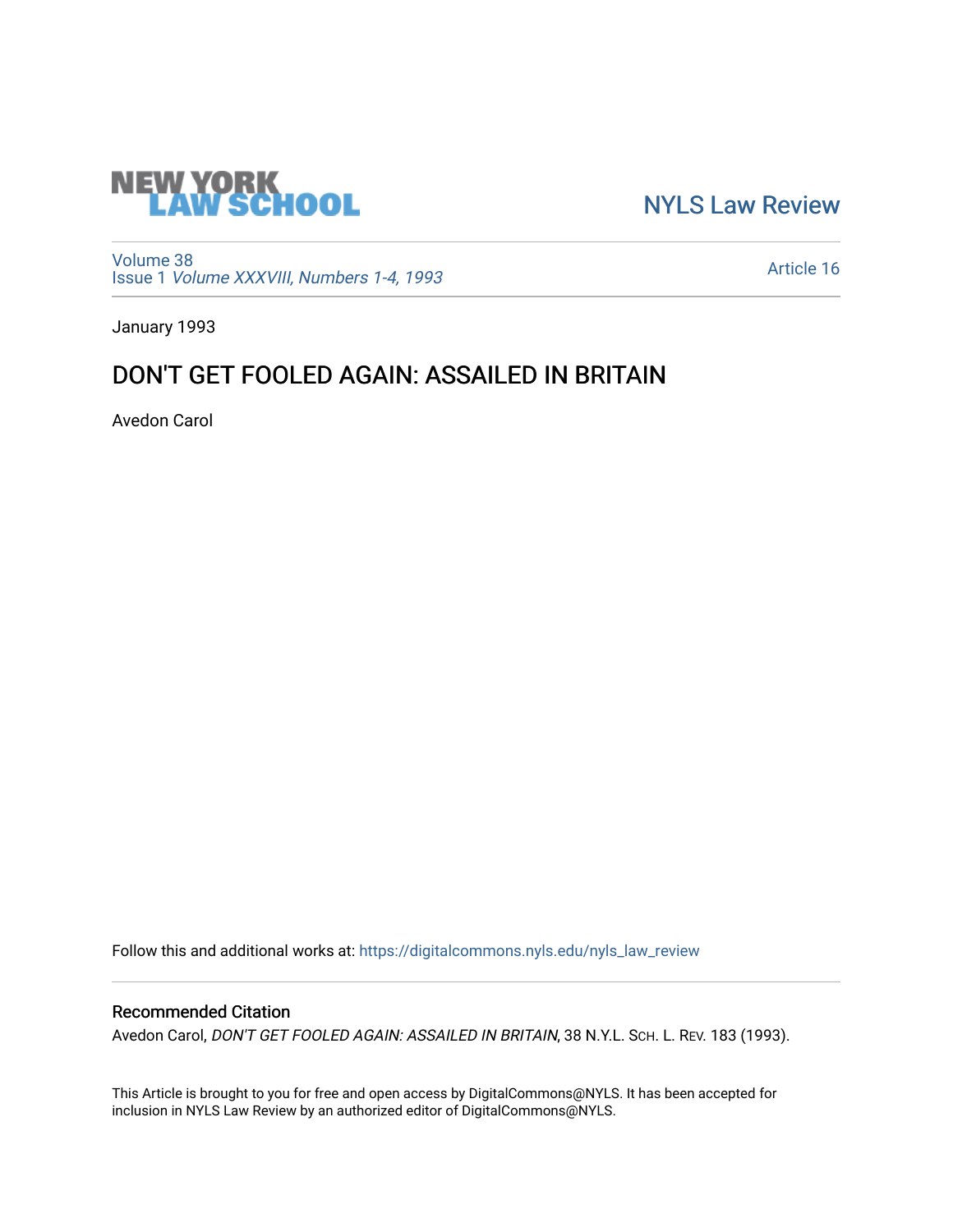NEW YORK LAW SCHOOL

NYLS Law Review

Volume 38
Issue 1 *Volume XXXVIII, Numbers 1-4, 1993*

Article 16

January 1993

# DON'T GET FOOLED AGAIN: ASSAILED IN BRITAIN

Avedon Carol

Follow this and additional works at: https://digitalcommons.nyls.edu/nyls_law_review

## Recommended Citation

Avedon Carol, *DON'T GET FOOLED AGAIN: ASSAILED IN BRITAIN*, 38 N.Y.L. Sch. L. Rev. 183 (1993).

This Article is brought to you for free and open access by DigitalCommons@NYLS. It has been accepted for inclusion in NYLS Law Review by an authorized editor of DigitalCommons@NYLS.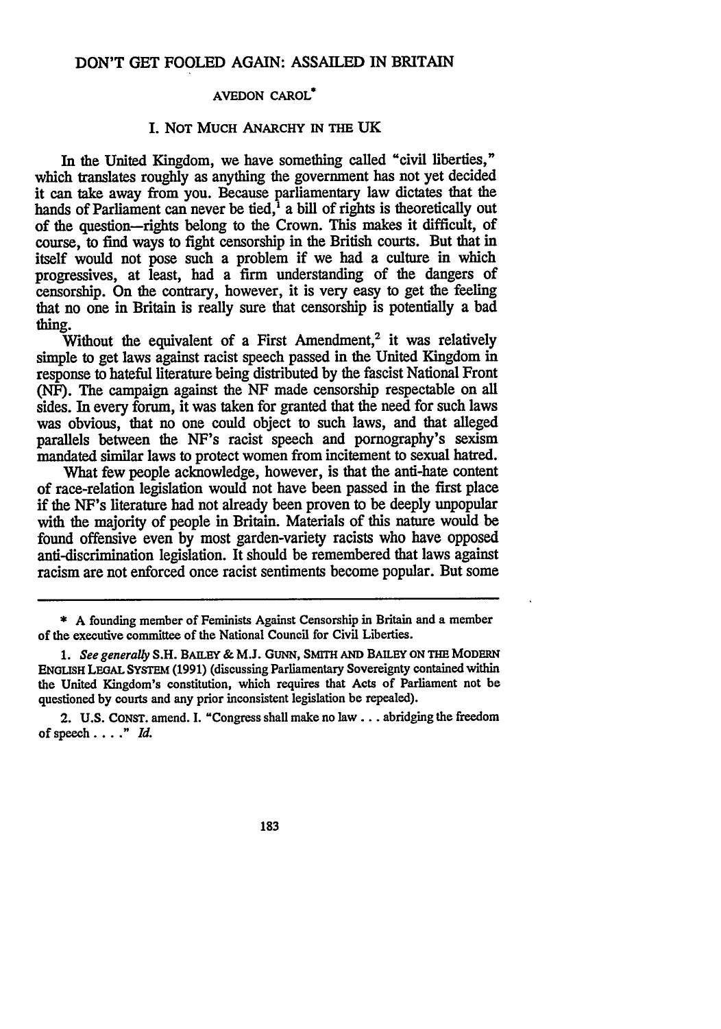# DON'T GET FOOLED AGAIN: ASSAILED IN BRITAIN

AVEDON CAROL*

## I. NOT MUCH ANARCHY IN THE UK

In the United Kingdom, we have something called "civil liberties," which translates roughly as anything the government has not yet decided it can take away from you. Because parliamentary law dictates that the hands of Parliament can never be tied,[1] a bill of rights is theoretically out of the question—rights belong to the Crown. This makes it difficult, of course, to find ways to fight censorship in the British courts. But that in itself would not pose such a problem if we had a culture in which progressives, at least, had a firm understanding of the dangers of censorship. On the contrary, however, it is very easy to get the feeling that no one in Britain is really sure that censorship is potentially a bad thing.

Without the equivalent of a First Amendment,[2] it was relatively simple to get laws against racist speech passed in the United Kingdom in response to hateful literature being distributed by the fascist National Front (NF). The campaign against the NF made censorship respectable on all sides. In every forum, it was taken for granted that the need for such laws was obvious, that no one could object to such laws, and that alleged parallels between the NF's racist speech and pornography's sexism mandated similar laws to protect women from incitement to sexual hatred.

What few people acknowledge, however, is that the anti-hate content of race-relation legislation would not have been passed in the first place if the NF's literature had not already been proven to be deeply unpopular with the majority of people in Britain. Materials of this nature would be found offensive even by most garden-variety racists who have opposed anti-discrimination legislation. It should be remembered that laws against racism are not enforced once racist sentiments become popular. But some

---

\* A founding member of Feminists Against Censorship in Britain and a member of the executive committee of the National Council for Civil Liberties.

1. *See generally* S.H. BAILEY & M.J. GUNN, SMITH AND BAILEY ON THE MODERN ENGLISH LEGAL SYSTEM (1991) (discussing Parliamentary Sovereignty contained within the United Kingdom's constitution, which requires that Acts of Parliament not be questioned by courts and any prior inconsistent legislation be repealed).

2. U.S. CONST. amend. I. "Congress shall make no law . . . abridging the freedom of speech . . . ." *Id.*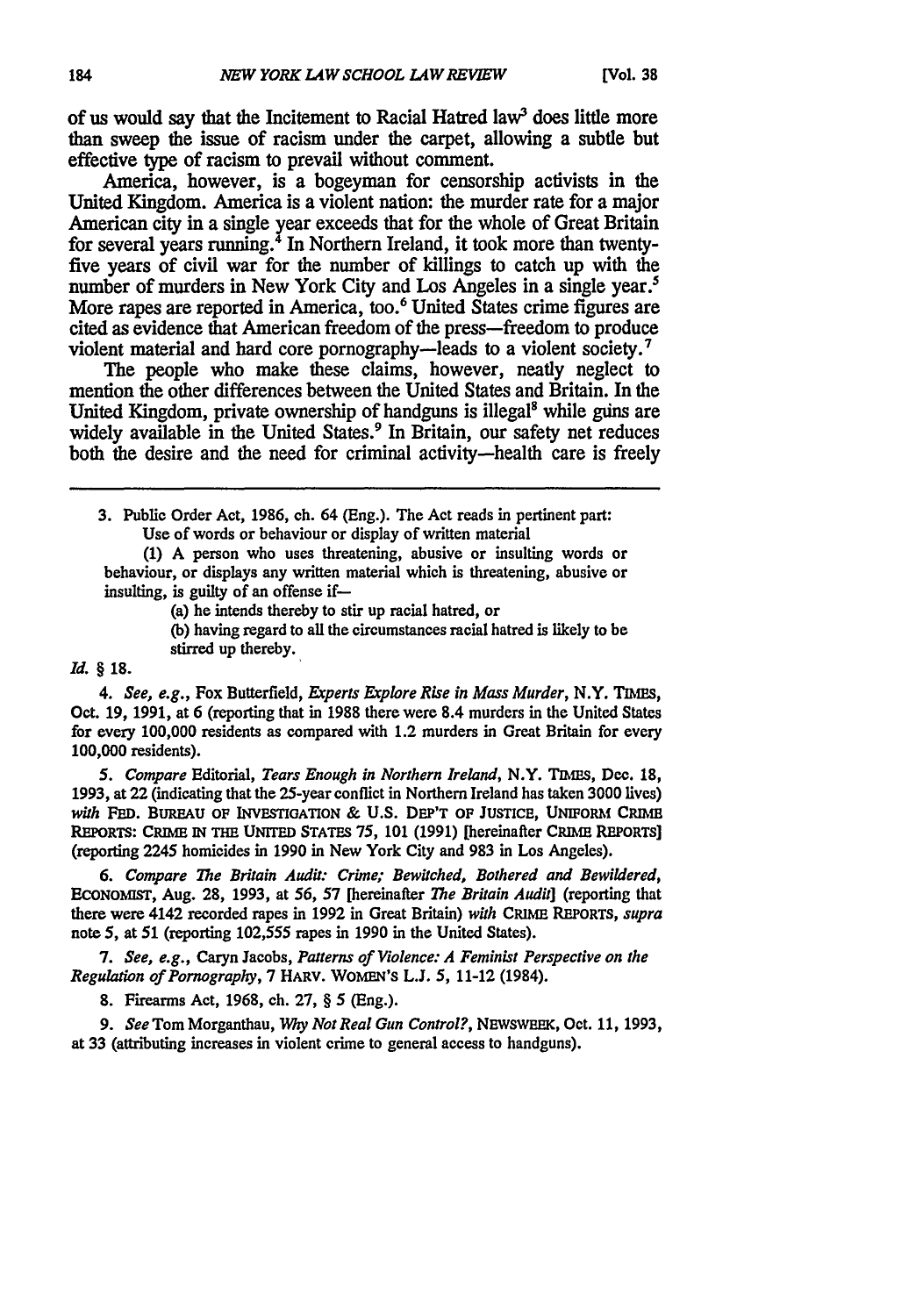of us would say that the Incitement to Racial Hatred law[3] does little more than sweep the issue of racism under the carpet, allowing a subtle but effective type of racism to prevail without comment.

America, however, is a bogeyman for censorship activists in the United Kingdom. America is a violent nation: the murder rate for a major American city in a single year exceeds that for the whole of Great Britain for several years running.[4] In Northern Ireland, it took more than twenty-five years of civil war for the number of killings to catch up with the number of murders in New York City and Los Angeles in a single year.[5] More rapes are reported in America, too.[6] United States crime figures are cited as evidence that American freedom of the press—freedom to produce violent material and hard core pornography—leads to a violent society.[7]

The people who make these claims, however, neatly neglect to mention the other differences between the United States and Britain. In the United Kingdom, private ownership of handguns is illegal[8] while guns are widely available in the United States.[9] In Britain, our safety net reduces both the desire and the need for criminal activity—health care is freely

---

3. Public Order Act, 1986, ch. 64 (Eng.). The Act reads in pertinent part:

> Use of words or behaviour or display of written material
>
> (1) A person who uses threatening, abusive or insulting words or behaviour, or displays any written material which is threatening, abusive or insulting, is guilty of an offense if—
>
> (a) he intends thereby to stir up racial hatred, or
>
> (b) having regard to all the circumstances racial hatred is likely to be stirred up thereby.

*Id.* § 18.

4. *See, e.g.*, Fox Butterfield, *Experts Explore Rise in Mass Murder*, N.Y. TIMES, Oct. 19, 1991, at 6 (reporting that in 1988 there were 8.4 murders in the United States for every 100,000 residents as compared with 1.2 murders in Great Britain for every 100,000 residents).

5. *Compare* Editorial, *Tears Enough in Northern Ireland*, N.Y. TIMES, Dec. 18, 1993, at 22 (indicating that the 25-year conflict in Northern Ireland has taken 3000 lives) *with* FED. BUREAU OF INVESTIGATION & U.S. DEP'T OF JUSTICE, UNIFORM CRIME REPORTS: CRIME IN THE UNITED STATES 75, 101 (1991) [hereinafter CRIME REPORTS] (reporting 2245 homicides in 1990 in New York City and 983 in Los Angeles).

6. *Compare The Britain Audit: Crime; Bewitched, Bothered and Bewildered*, ECONOMIST, Aug. 28, 1993, at 56, 57 [hereinafter *The Britain Audit*] (reporting that there were 4142 recorded rapes in 1992 in Great Britain) *with* CRIME REPORTS, *supra* note 5, at 51 (reporting 102,555 rapes in 1990 in the United States).

7. *See, e.g.*, Caryn Jacobs, *Patterns of Violence: A Feminist Perspective on the Regulation of Pornography*, 7 HARV. WOMEN'S L.J. 5, 11-12 (1984).

8. Firearms Act, 1968, ch. 27, § 5 (Eng.).

9. *See* Tom Morganthau, *Why Not Real Gun Control?*, NEWSWEEK, Oct. 11, 1993, at 33 (attributing increases in violent crime to general access to handguns).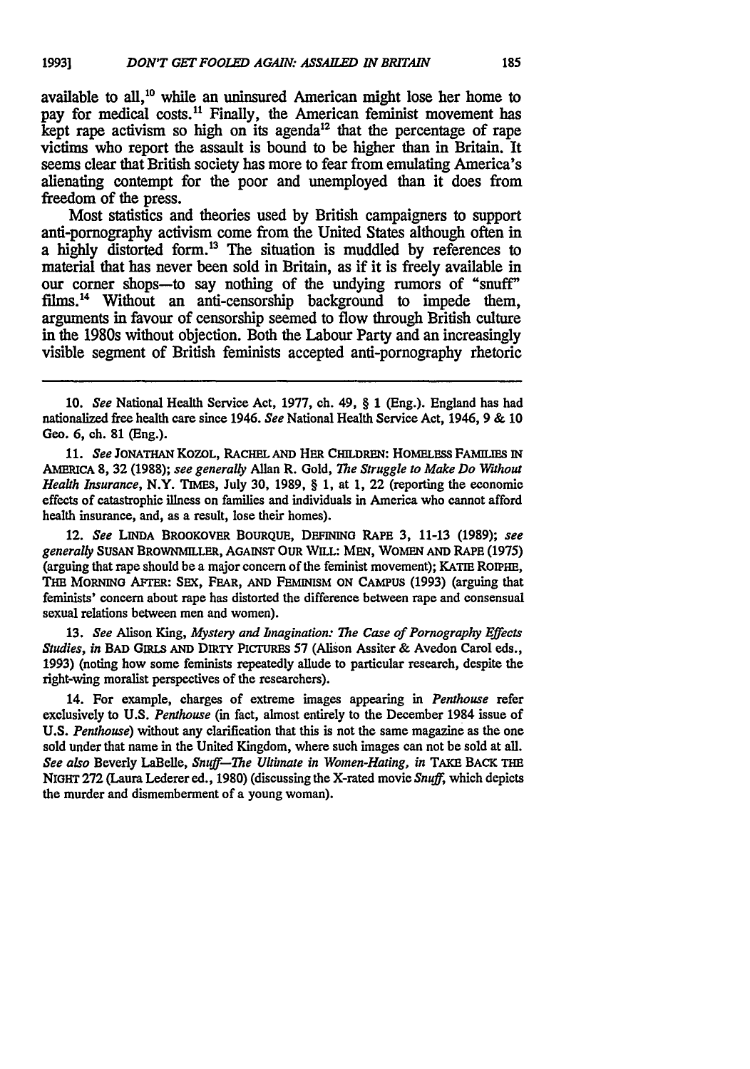available to all,[10] while an uninsured American might lose her home to pay for medical costs.[11] Finally, the American feminist movement has kept rape activism so high on its agenda[12] that the percentage of rape victims who report the assault is bound to be higher than in Britain. It seems clear that British society has more to fear from emulating America's alienating contempt for the poor and unemployed than it does from freedom of the press.

Most statistics and theories used by British campaigners to support anti-pornography activism come from the United States although often in a highly distorted form.[13] The situation is muddled by references to material that has never been sold in Britain, as if it is freely available in our corner shops—to say nothing of the undying rumors of "snuff" films.[14] Without an anti-censorship background to impede them, arguments in favour of censorship seemed to flow through British culture in the 1980s without objection. Both the Labour Party and an increasingly visible segment of British feminists accepted anti-pornography rhetoric

---

10. *See* National Health Service Act, 1977, ch. 49, § 1 (Eng.). England has had nationalized free health care since 1946. *See* National Health Service Act, 1946, 9 & 10 Geo. 6, ch. 81 (Eng.).

11. *See* JONATHAN KOZOL, RACHEL AND HER CHILDREN: HOMELESS FAMILIES IN AMERICA 8, 32 (1988); *see generally* Allan R. Gold, *The Struggle to Make Do Without Health Insurance*, N.Y. TIMES, July 30, 1989, § 1, at 1, 22 (reporting the economic effects of catastrophic illness on families and individuals in America who cannot afford health insurance, and, as a result, lose their homes).

12. *See* LINDA BROOKOVER BOURQUE, DEFINING RAPE 3, 11-13 (1989); *see generally* SUSAN BROWNMILLER, AGAINST OUR WILL: MEN, WOMEN AND RAPE (1975) (arguing that rape should be a major concern of the feminist movement); KATIE ROIPHE, THE MORNING AFTER: SEX, FEAR, AND FEMINISM ON CAMPUS (1993) (arguing that feminists' concern about rape has distorted the difference between rape and consensual sexual relations between men and women).

13. *See* Alison King, *Mystery and Imagination: The Case of Pornography Effects Studies*, *in* BAD GIRLS AND DIRTY PICTURES 57 (Alison Assiter & Avedon Carol eds., 1993) (noting how some feminists repeatedly allude to particular research, despite the right-wing moralist perspectives of the researchers).

14. For example, charges of extreme images appearing in *Penthouse* refer exclusively to U.S. *Penthouse* (in fact, almost entirely to the December 1984 issue of U.S. *Penthouse*) without any clarification that this is not the same magazine as the one sold under that name in the United Kingdom, where such images can not be sold at all. *See also* Beverly LaBelle, *Snuff—The Ultimate in Women-Hating*, *in* TAKE BACK THE NIGHT 272 (Laura Lederer ed., 1980) (discussing the X-rated movie *Snuff*, which depicts the murder and dismemberment of a young woman).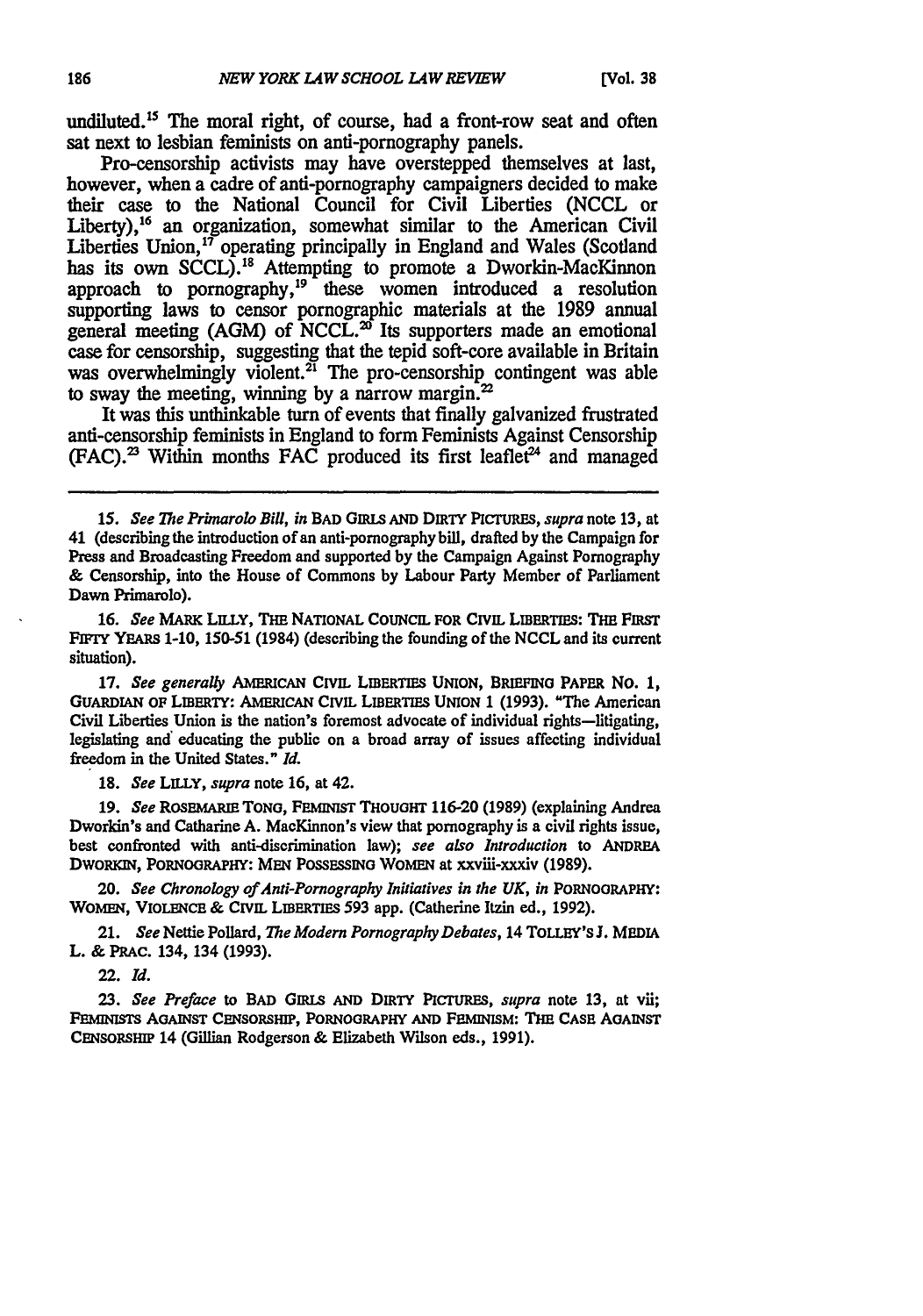undiluted.[15] The moral right, of course, had a front-row seat and often sat next to lesbian feminists on anti-pornography panels.

Pro-censorship activists may have overstepped themselves at last, however, when a cadre of anti-pornography campaigners decided to make their case to the National Council for Civil Liberties (NCCL or Liberty),[16] an organization, somewhat similar to the American Civil Liberties Union,[17] operating principally in England and Wales (Scotland has its own SCCL).[18] Attempting to promote a Dworkin-MacKinnon approach to pornography,[19] these women introduced a resolution supporting laws to censor pornographic materials at the 1989 annual general meeting (AGM) of NCCL.[20] Its supporters made an emotional case for censorship, suggesting that the tepid soft-core available in Britain was overwhelmingly violent.[21] The pro-censorship contingent was able to sway the meeting, winning by a narrow margin.[22]

It was this unthinkable turn of events that finally galvanized frustrated anti-censorship feminists in England to form Feminists Against Censorship (FAC).[23] Within months FAC produced its first leaflet[24] and managed

---

15. *See The Primarolo Bill, in* BAD GIRLS AND DIRTY PICTURES, *supra* note 13, at 41 (describing the introduction of an anti-pornography bill, drafted by the Campaign for Press and Broadcasting Freedom and supported by the Campaign Against Pornography & Censorship, into the House of Commons by Labour Party Member of Parliament Dawn Primarolo).

16. *See* MARK LILLY, THE NATIONAL COUNCIL FOR CIVIL LIBERTIES: THE FIRST FIFTY YEARS 1-10, 150-51 (1984) (describing the founding of the NCCL and its current situation).

17. *See generally* AMERICAN CIVIL LIBERTIES UNION, BRIEFING PAPER NO. 1, GUARDIAN OF LIBERTY: AMERICAN CIVIL LIBERTIES UNION 1 (1993). "The American Civil Liberties Union is the nation's foremost advocate of individual rights—litigating, legislating and educating the public on a broad array of issues affecting individual freedom in the United States." *Id.*

18. *See* LILLY, *supra* note 16, at 42.

19. *See* ROSEMARIE TONG, FEMINIST THOUGHT 116-20 (1989) (explaining Andrea Dworkin's and Catharine A. MacKinnon's view that pornography is a civil rights issue, best confronted with anti-discrimination law); *see also Introduction* to ANDREA DWORKIN, PORNOGRAPHY: MEN POSSESSING WOMEN at xxviii-xxxiv (1989).

20. *See Chronology of Anti-Pornography Initiatives in the UK, in* PORNOGRAPHY: WOMEN, VIOLENCE & CIVIL LIBERTIES 593 app. (Catherine Itzin ed., 1992).

21. *See* Nettie Pollard, *The Modern Pornography Debates*, 14 TOLLEY'S J. MEDIA L. & PRAC. 134, 134 (1993).

22. *Id.*

23. *See Preface* to BAD GIRLS AND DIRTY PICTURES, *supra* note 13, at vii; FEMINISTS AGAINST CENSORSHIP, PORNOGRAPHY AND FEMINISM: THE CASE AGAINST CENSORSHIP 14 (Gillian Rodgerson & Elizabeth Wilson eds., 1991).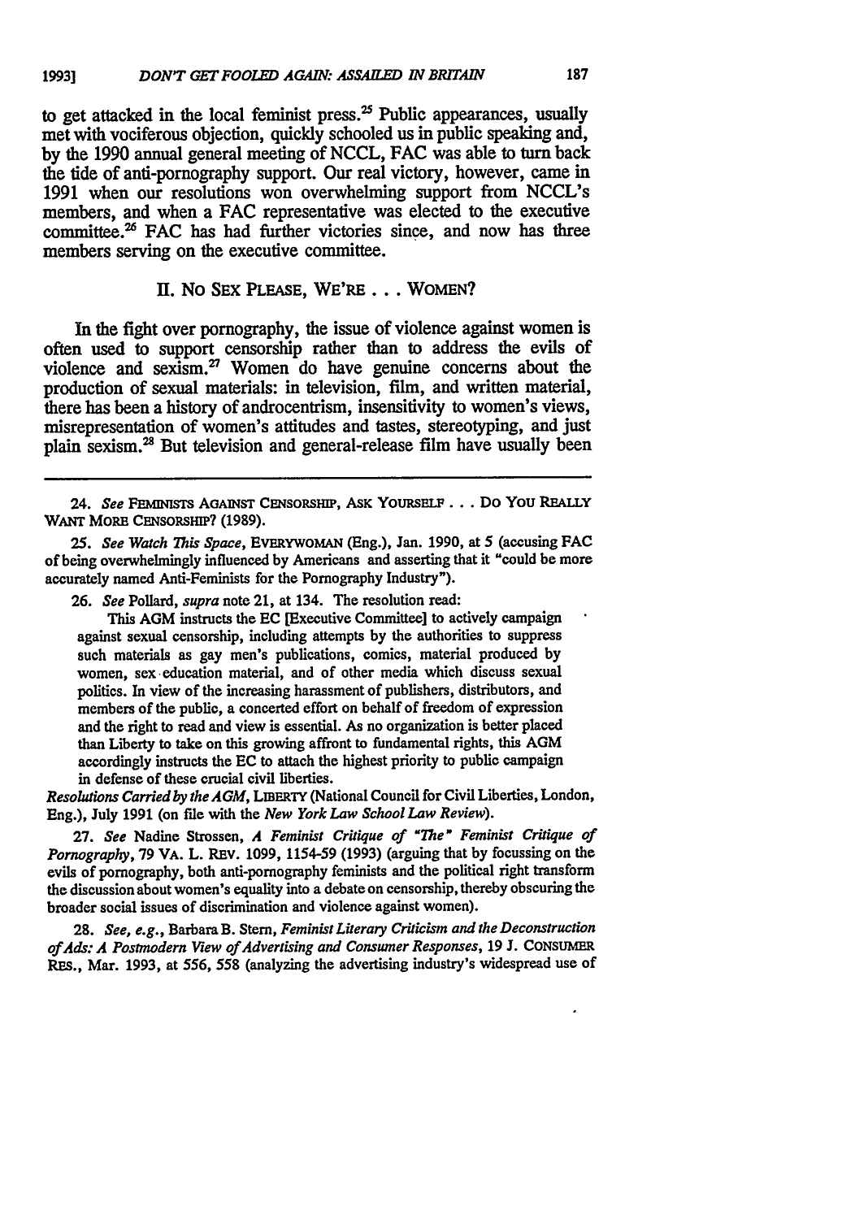to get attacked in the local feminist press.[25] Public appearances, usually met with vociferous objection, quickly schooled us in public speaking and, by the 1990 annual general meeting of NCCL, FAC was able to turn back the tide of anti-pornography support. Our real victory, however, came in 1991 when our resolutions won overwhelming support from NCCL's members, and when a FAC representative was elected to the executive committee.[26] FAC has had further victories since, and now has three members serving on the executive committee.

## II. No Sex Please, We're . . . Women?

In the fight over pornography, the issue of violence against women is often used to support censorship rather than to address the evils of violence and sexism.[27] Women do have genuine concerns about the production of sexual materials: in television, film, and written material, there has been a history of androcentrism, insensitivity to women's views, misrepresentation of women's attitudes and tastes, stereotyping, and just plain sexism.[28] But television and general-release film have usually been

---

24. *See* Feminists Against Censorship, Ask Yourself . . . Do You Really Want More Censorship? (1989).

25. *See Watch This Space*, Everywoman (Eng.), Jan. 1990, at 5 (accusing FAC of being overwhelmingly influenced by Americans and asserting that it "could be more accurately named Anti-Feminists for the Pornography Industry").

26. *See* Pollard, *supra* note 21, at 134. The resolution read:

> This AGM instructs the EC [Executive Committee] to actively campaign against sexual censorship, including attempts by the authorities to suppress such materials as gay men's publications, comics, material produced by women, sex education material, and of other media which discuss sexual politics. In view of the increasing harassment of publishers, distributors, and members of the public, a concerted effort on behalf of freedom of expression and the right to read and view is essential. As no organization is better placed than Liberty to take on this growing affront to fundamental rights, this AGM accordingly instructs the EC to attach the highest priority to public campaign in defense of these crucial civil liberties.

*Resolutions Carried by the AGM*, Liberty (National Council for Civil Liberties, London, Eng.), July 1991 (on file with the *New York Law School Law Review*).

27. *See* Nadine Strossen, *A Feminist Critique of "The" Feminist Critique of Pornography*, 79 Va. L. Rev. 1099, 1154-59 (1993) (arguing that by focussing on the evils of pornography, both anti-pornography feminists and the political right transform the discussion about women's equality into a debate on censorship, thereby obscuring the broader social issues of discrimination and violence against women).

28. *See, e.g.*, Barbara B. Stern, *Feminist Literary Criticism and the Deconstruction of Ads: A Postmodern View of Advertising and Consumer Responses*, 19 J. Consumer Res., Mar. 1993, at 556, 558 (analyzing the advertising industry's widespread use of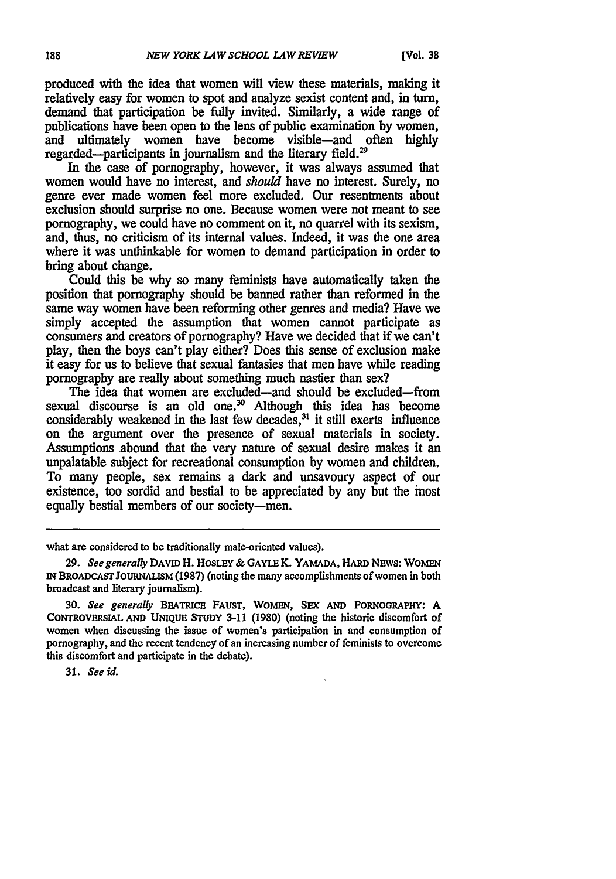produced with the idea that women will view these materials, making it relatively easy for women to spot and analyze sexist content and, in turn, demand that participation be fully invited. Similarly, a wide range of publications have been open to the lens of public examination by women, and ultimately women have become visible—and often highly regarded—participants in journalism and the literary field.[29]

In the case of pornography, however, it was always assumed that women would have no interest, and *should* have no interest. Surely, no genre ever made women feel more excluded. Our resentments about exclusion should surprise no one. Because women were not meant to see pornography, we could have no comment on it, no quarrel with its sexism, and, thus, no criticism of its internal values. Indeed, it was the one area where it was unthinkable for women to demand participation in order to bring about change.

Could this be why so many feminists have automatically taken the position that pornography should be banned rather than reformed in the same way women have been reforming other genres and media? Have we simply accepted the assumption that women cannot participate as consumers and creators of pornography? Have we decided that if we can't play, then the boys can't play either? Does this sense of exclusion make it easy for us to believe that sexual fantasies that men have while reading pornography are really about something much nastier than sex?

The idea that women are excluded—and should be excluded—from sexual discourse is an old one.[30] Although this idea has become considerably weakened in the last few decades,[31] it still exerts influence on the argument over the presence of sexual materials in society. Assumptions abound that the very nature of sexual desire makes it an unpalatable subject for recreational consumption by women and children. To many people, sex remains a dark and unsavoury aspect of our existence, too sordid and bestial to be appreciated by any but the most equally bestial members of our society—men.

---

what are considered to be traditionally male-oriented values).

29. *See generally* DAVID H. HOSLEY & GAYLE K. YAMADA, HARD NEWS: WOMEN IN BROADCAST JOURNALISM (1987) (noting the many accomplishments of women in both broadcast and literary journalism).

30. *See generally* BEATRICE FAUST, WOMEN, SEX AND PORNOGRAPHY: A CONTROVERSIAL AND UNIQUE STUDY 3-11 (1980) (noting the historic discomfort of women when discussing the issue of women's participation in and consumption of pornography, and the recent tendency of an increasing number of feminists to overcome this discomfort and participate in the debate).

31. *See id.*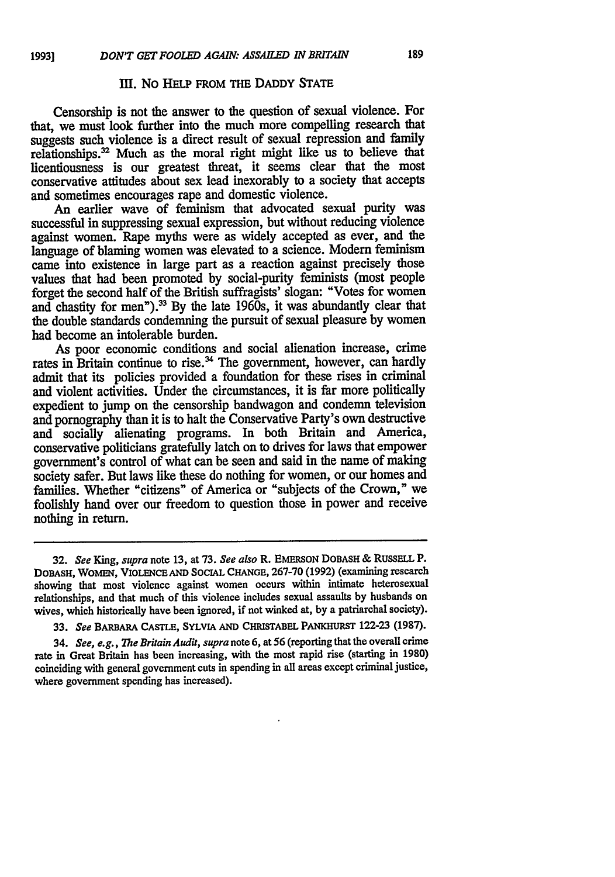### III. No Help from the Daddy State

Censorship is not the answer to the question of sexual violence. For that, we must look further into the much more compelling research that suggests such violence is a direct result of sexual repression and family relationships.[32] Much as the moral right might like us to believe that licentiousness is our greatest threat, it seems clear that the most conservative attitudes about sex lead inexorably to a society that accepts and sometimes encourages rape and domestic violence.

An earlier wave of feminism that advocated sexual purity was successful in suppressing sexual expression, but without reducing violence against women. Rape myths were as widely accepted as ever, and the language of blaming women was elevated to a science. Modern feminism came into existence in large part as a reaction against precisely those values that had been promoted by social-purity feminists (most people forget the second half of the British suffragists' slogan: "Votes for women and chastity for men").[33] By the late 1960s, it was abundantly clear that the double standards condemning the pursuit of sexual pleasure by women had become an intolerable burden.

As poor economic conditions and social alienation increase, crime rates in Britain continue to rise.[34] The government, however, can hardly admit that its policies provided a foundation for these rises in criminal and violent activities. Under the circumstances, it is far more politically expedient to jump on the censorship bandwagon and condemn television and pornography than it is to halt the Conservative Party's own destructive and socially alienating programs. In both Britain and America, conservative politicians gratefully latch on to drives for laws that empower government's control of what can be seen and said in the name of making society safer. But laws like these do nothing for women, or our homes and families. Whether "citizens" of America or "subjects of the Crown," we foolishly hand over our freedom to question those in power and receive nothing in return.

---

32. *See* King, *supra* note 13, at 73. *See also* R. Emerson Dobash & Russell P. Dobash, Women, Violence and Social Change, 267-70 (1992) (examining research showing that most violence against women occurs within intimate heterosexual relationships, and that much of this violence includes sexual assaults by husbands on wives, which historically have been ignored, if not winked at, by a patriarchal society).

33. *See* Barbara Castle, Sylvia and Christabel Pankhurst 122-23 (1987).

34. *See, e.g.*, *The Britain Audit*, *supra* note 6, at 56 (reporting that the overall crime rate in Great Britain has been increasing, with the most rapid rise (starting in 1980) coinciding with general government cuts in spending in all areas except criminal justice, where government spending has increased).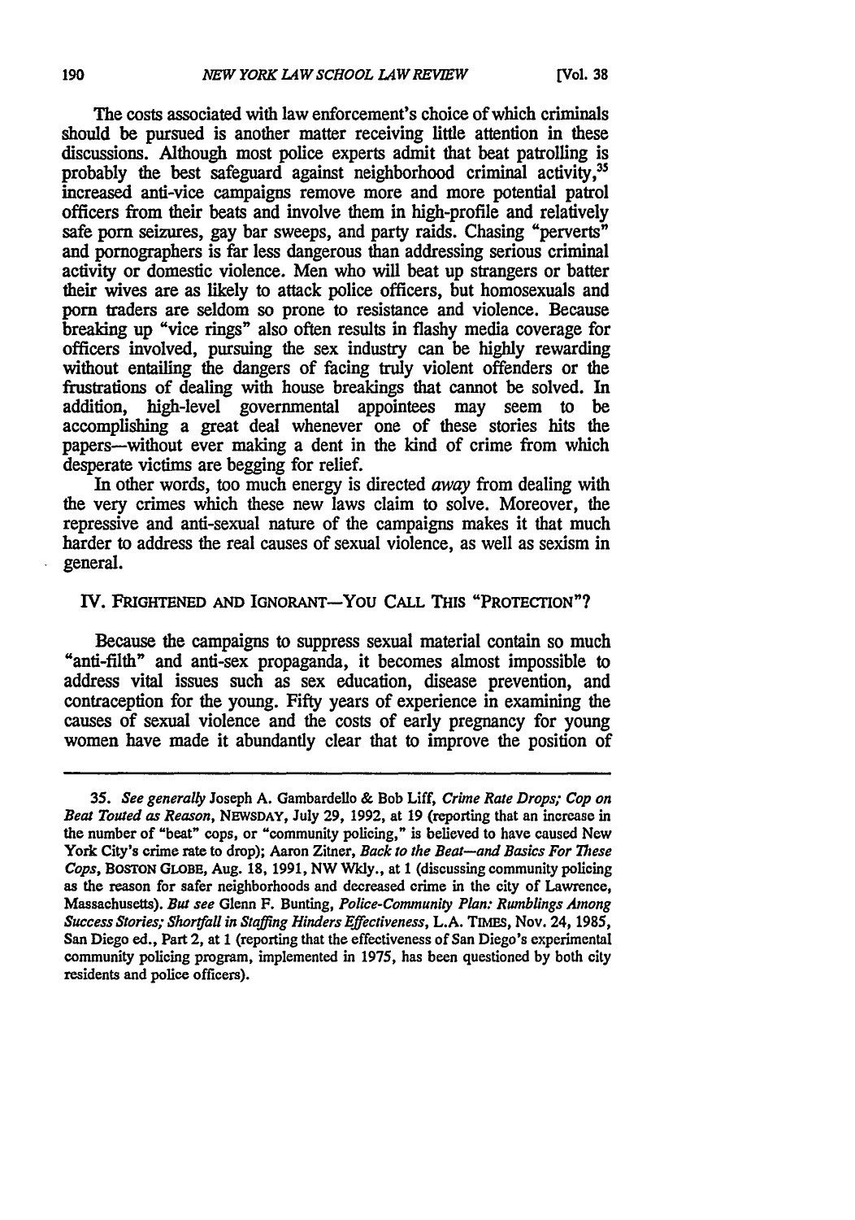The costs associated with law enforcement's choice of which criminals should be pursued is another matter receiving little attention in these discussions. Although most police experts admit that beat patrolling is probably the best safeguard against neighborhood criminal activity,[35] increased anti-vice campaigns remove more and more potential patrol officers from their beats and involve them in high-profile and relatively safe porn seizures, gay bar sweeps, and party raids. Chasing "perverts" and pornographers is far less dangerous than addressing serious criminal activity or domestic violence. Men who will beat up strangers or batter their wives are as likely to attack police officers, but homosexuals and porn traders are seldom so prone to resistance and violence. Because breaking up "vice rings" also often results in flashy media coverage for officers involved, pursuing the sex industry can be highly rewarding without entailing the dangers of facing truly violent offenders or the frustrations of dealing with house breakings that cannot be solved. In addition, high-level governmental appointees may seem to be accomplishing a great deal whenever one of these stories hits the papers—without ever making a dent in the kind of crime from which desperate victims are begging for relief.

In other words, too much energy is directed *away* from dealing with the very crimes which these new laws claim to solve. Moreover, the repressive and anti-sexual nature of the campaigns makes it that much harder to address the real causes of sexual violence, as well as sexism in general.

## IV. FRIGHTENED AND IGNORANT—YOU CALL THIS "PROTECTION"?

Because the campaigns to suppress sexual material contain so much "anti-filth" and anti-sex propaganda, it becomes almost impossible to address vital issues such as sex education, disease prevention, and contraception for the young. Fifty years of experience in examining the causes of sexual violence and the costs of early pregnancy for young women have made it abundantly clear that to improve the position of

---

35. *See generally* Joseph A. Gambardello & Bob Liff, *Crime Rate Drops; Cop on Beat Touted as Reason*, NEWSDAY, July 29, 1992, at 19 (reporting that an increase in the number of "beat" cops, or "community policing," is believed to have caused New York City's crime rate to drop); Aaron Zitner, *Back to the Beat—and Basics For These Cops*, BOSTON GLOBE, Aug. 18, 1991, NW Wkly., at 1 (discussing community policing as the reason for safer neighborhoods and decreased crime in the city of Lawrence, Massachusetts). *But see* Glenn F. Bunting, *Police-Community Plan: Rumblings Among Success Stories; Shortfall in Staffing Hinders Effectiveness*, L.A. TIMES, Nov. 24, 1985, San Diego ed., Part 2, at 1 (reporting that the effectiveness of San Diego's experimental community policing program, implemented in 1975, has been questioned by both city residents and police officers).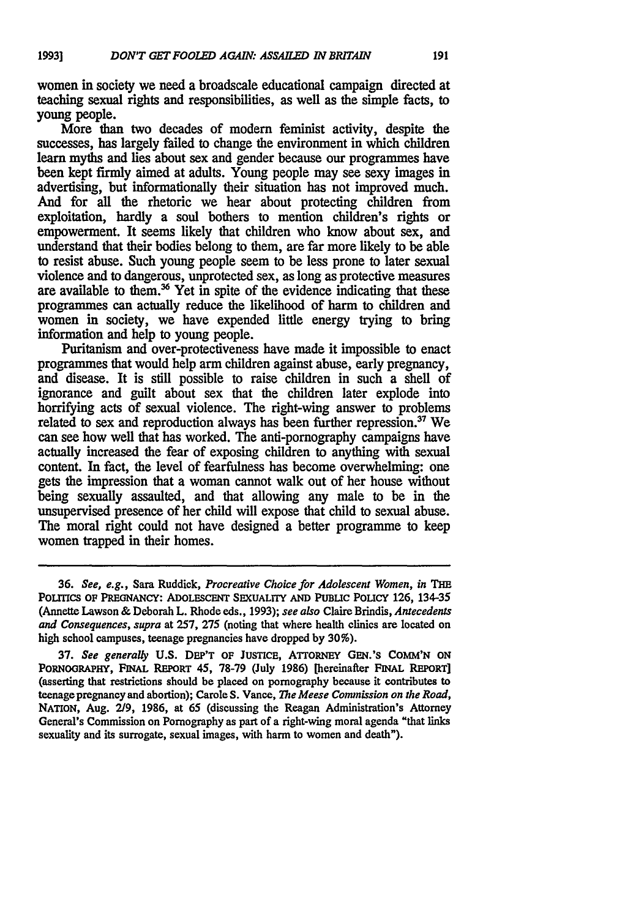women in society we need a broadscale educational campaign directed at teaching sexual rights and responsibilities, as well as the simple facts, to young people.

More than two decades of modern feminist activity, despite the successes, has largely failed to change the environment in which children learn myths and lies about sex and gender because our programmes have been kept firmly aimed at adults. Young people may see sexy images in advertising, but informationally their situation has not improved much. And for all the rhetoric we hear about protecting children from exploitation, hardly a soul bothers to mention children's rights or empowerment. It seems likely that children who know about sex, and understand that their bodies belong to them, are far more likely to be able to resist abuse. Such young people seem to be less prone to later sexual violence and to dangerous, unprotected sex, as long as protective measures are available to them.[36] Yet in spite of the evidence indicating that these programmes can actually reduce the likelihood of harm to children and women in society, we have expended little energy trying to bring information and help to young people.

Puritanism and over-protectiveness have made it impossible to enact programmes that would help arm children against abuse, early pregnancy, and disease. It is still possible to raise children in such a shell of ignorance and guilt about sex that the children later explode into horrifying acts of sexual violence. The right-wing answer to problems related to sex and reproduction always has been further repression.[37] We can see how well that has worked. The anti-pornography campaigns have actually increased the fear of exposing children to anything with sexual content. In fact, the level of fearfulness has become overwhelming: one gets the impression that a woman cannot walk out of her house without being sexually assaulted, and that allowing any male to be in the unsupervised presence of her child will expose that child to sexual abuse. The moral right could not have designed a better programme to keep women trapped in their homes.

---

36. *See, e.g.*, Sara Ruddick, *Procreative Choice for Adolescent Women*, *in* THE POLITICS OF PREGNANCY: ADOLESCENT SEXUALITY AND PUBLIC POLICY 126, 134-35 (Annette Lawson & Deborah L. Rhode eds., 1993); *see also* Claire Brindis, *Antecedents and Consequences*, *supra* at 257, 275 (noting that where health clinics are located on high school campuses, teenage pregnancies have dropped by 30%).

37. *See generally* U.S. DEP'T OF JUSTICE, ATTORNEY GEN.'S COMM'N ON PORNOGRAPHY, FINAL REPORT 45, 78-79 (July 1986) [hereinafter FINAL REPORT] (asserting that restrictions should be placed on pornography because it contributes to teenage pregnancy and abortion); Carole S. Vance, *The Meese Commission on the Road*, NATION, Aug. 2/9, 1986, at 65 (discussing the Reagan Administration's Attorney General's Commission on Pornography as part of a right-wing moral agenda "that links sexuality and its surrogate, sexual images, with harm to women and death").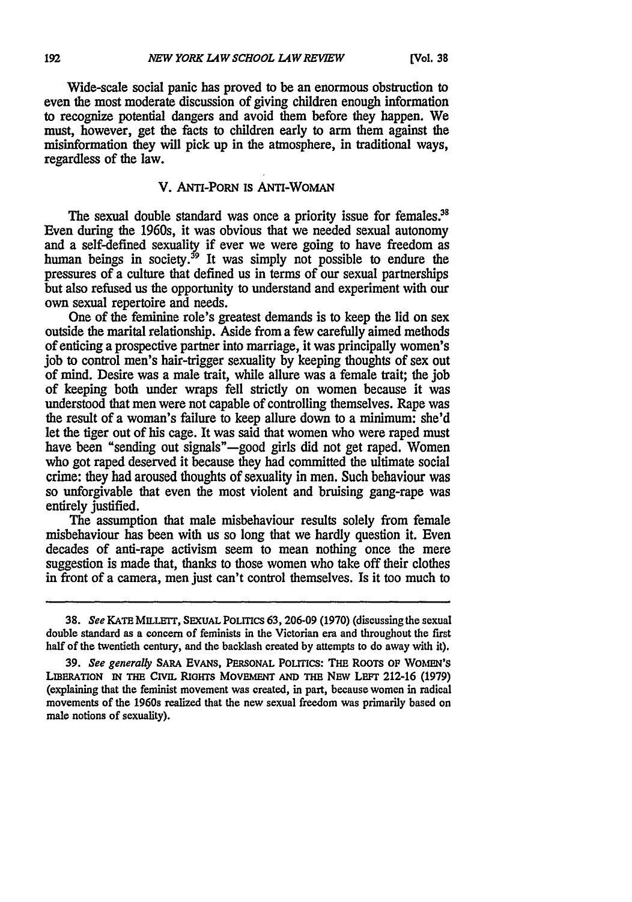Wide-scale social panic has proved to be an enormous obstruction to even the most moderate discussion of giving children enough information to recognize potential dangers and avoid them before they happen. We must, however, get the facts to children early to arm them against the misinformation they will pick up in the atmosphere, in traditional ways, regardless of the law.

## V. ANTI-PORN IS ANTI-WOMAN

The sexual double standard was once a priority issue for females.[38] Even during the 1960s, it was obvious that we needed sexual autonomy and a self-defined sexuality if ever we were going to have freedom as human beings in society.[39] It was simply not possible to endure the pressures of a culture that defined us in terms of our sexual partnerships but also refused us the opportunity to understand and experiment with our own sexual repertoire and needs.

One of the feminine role's greatest demands is to keep the lid on sex outside the marital relationship. Aside from a few carefully aimed methods of enticing a prospective partner into marriage, it was principally women's job to control men's hair-trigger sexuality by keeping thoughts of sex out of mind. Desire was a male trait, while allure was a female trait; the job of keeping both under wraps fell strictly on women because it was understood that men were not capable of controlling themselves. Rape was the result of a woman's failure to keep allure down to a minimum: she'd let the tiger out of his cage. It was said that women who were raped must have been "sending out signals"—good girls did not get raped. Women who got raped deserved it because they had committed the ultimate social crime: they had aroused thoughts of sexuality in men. Such behaviour was so unforgivable that even the most violent and bruising gang-rape was entirely justified.

The assumption that male misbehaviour results solely from female misbehaviour has been with us so long that we hardly question it. Even decades of anti-rape activism seem to mean nothing once the mere suggestion is made that, thanks to those women who take off their clothes in front of a camera, men just can't control themselves. Is it too much to

---

38. *See* KATE MILLETT, SEXUAL POLITICS 63, 206-09 (1970) (discussing the sexual double standard as a concern of feminists in the Victorian era and throughout the first half of the twentieth century, and the backlash created by attempts to do away with it).

39. *See generally* SARA EVANS, PERSONAL POLITICS: THE ROOTS OF WOMEN'S LIBERATION IN THE CIVIL RIGHTS MOVEMENT AND THE NEW LEFT 212-16 (1979) (explaining that the feminist movement was created, in part, because women in radical movements of the 1960s realized that the new sexual freedom was primarily based on male notions of sexuality).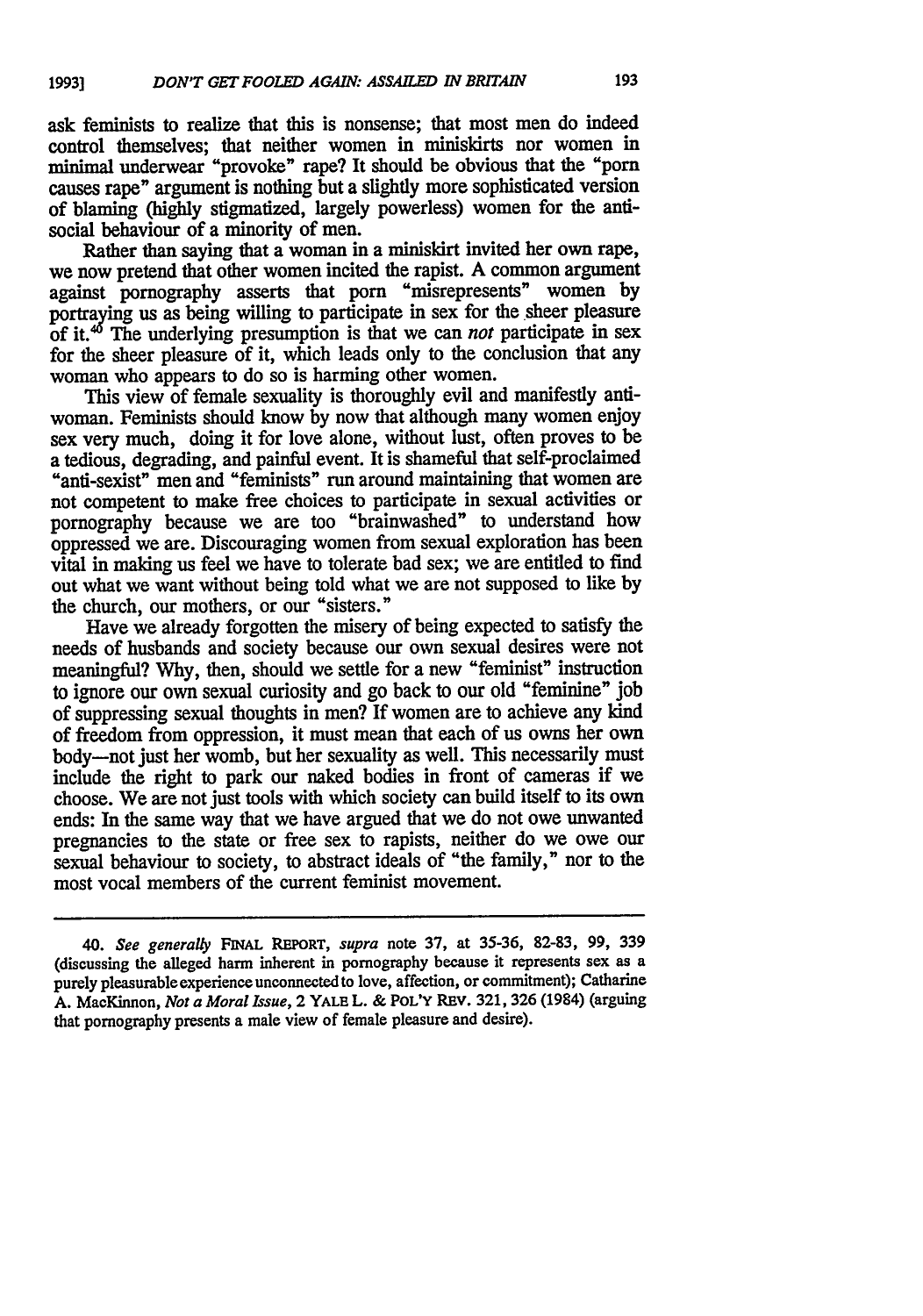ask feminists to realize that this is nonsense; that most men do indeed control themselves; that neither women in miniskirts nor women in minimal underwear "provoke" rape? It should be obvious that the "porn causes rape" argument is nothing but a slightly more sophisticated version of blaming (highly stigmatized, largely powerless) women for the anti-social behaviour of a minority of men.

Rather than saying that a woman in a miniskirt invited her own rape, we now pretend that other women incited the rapist. A common argument against pornography asserts that porn "misrepresents" women by portraying us as being willing to participate in sex for the sheer pleasure of it.[40] The underlying presumption is that we can *not* participate in sex for the sheer pleasure of it, which leads only to the conclusion that any woman who appears to do so is harming other women.

This view of female sexuality is thoroughly evil and manifestly anti-woman. Feminists should know by now that although many women enjoy sex very much, doing it for love alone, without lust, often proves to be a tedious, degrading, and painful event. It is shameful that self-proclaimed "anti-sexist" men and "feminists" run around maintaining that women are not competent to make free choices to participate in sexual activities or pornography because we are too "brainwashed" to understand how oppressed we are. Discouraging women from sexual exploration has been vital in making us feel we have to tolerate bad sex; we are entitled to find out what we want without being told what we are not supposed to like by the church, our mothers, or our "sisters."

Have we already forgotten the misery of being expected to satisfy the needs of husbands and society because our own sexual desires were not meaningful? Why, then, should we settle for a new "feminist" instruction to ignore our own sexual curiosity and go back to our old "feminine" job of suppressing sexual thoughts in men? If women are to achieve any kind of freedom from oppression, it must mean that each of us owns her own body—not just her womb, but her sexuality as well. This necessarily must include the right to park our naked bodies in front of cameras if we choose. We are not just tools with which society can build itself to its own ends: In the same way that we have argued that we do not owe unwanted pregnancies to the state or free sex to rapists, neither do we owe our sexual behaviour to society, to abstract ideals of "the family," nor to the most vocal members of the current feminist movement.

---

40. *See generally* FINAL REPORT, *supra* note 37, at 35-36, 82-83, 99, 339 (discussing the alleged harm inherent in pornography because it represents sex as a purely pleasurable experience unconnected to love, affection, or commitment); Catharine A. MacKinnon, *Not a Moral Issue*, 2 YALE L. & POL'Y REV. 321, 326 (1984) (arguing that pornography presents a male view of female pleasure and desire).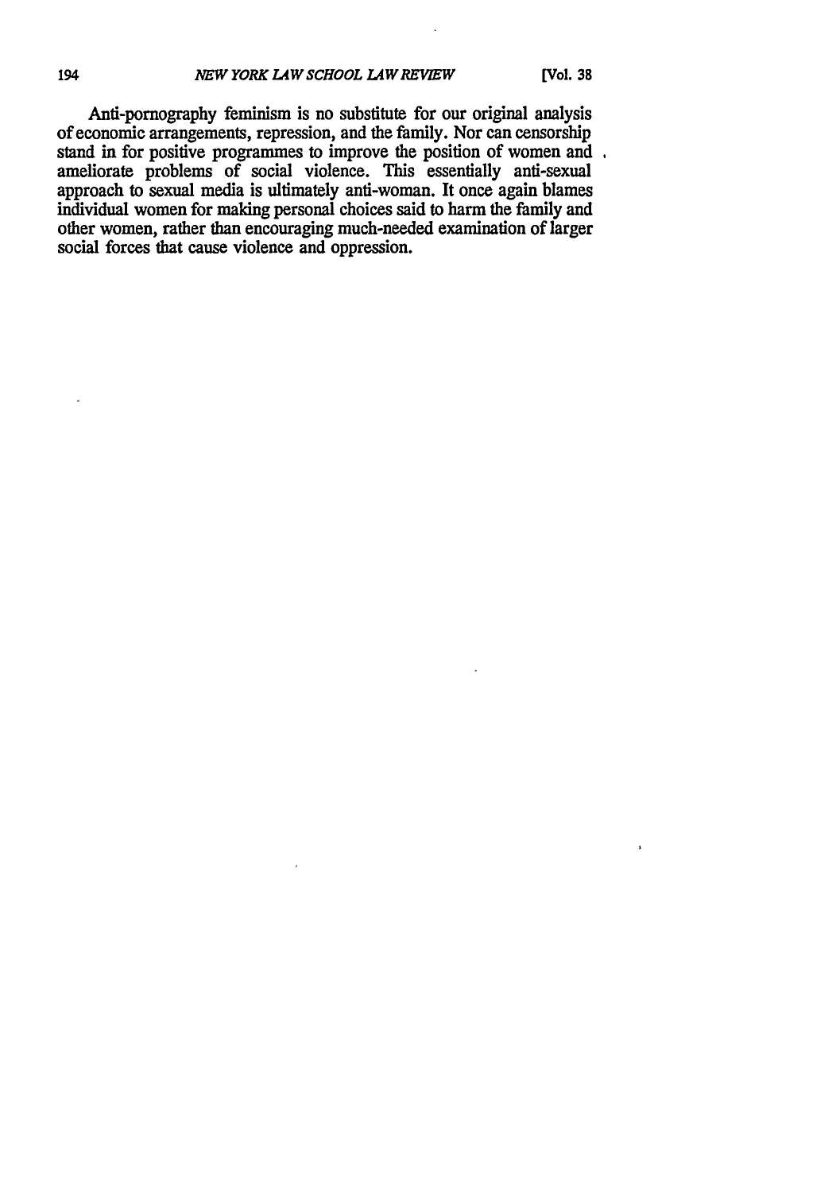Anti-pornography feminism is no substitute for our original analysis of economic arrangements, repression, and the family. Nor can censorship stand in for positive programmes to improve the position of women and ameliorate problems of social violence. This essentially anti-sexual approach to sexual media is ultimately anti-woman. It once again blames individual women for making personal choices said to harm the family and other women, rather than encouraging much-needed examination of larger social forces that cause violence and oppression.